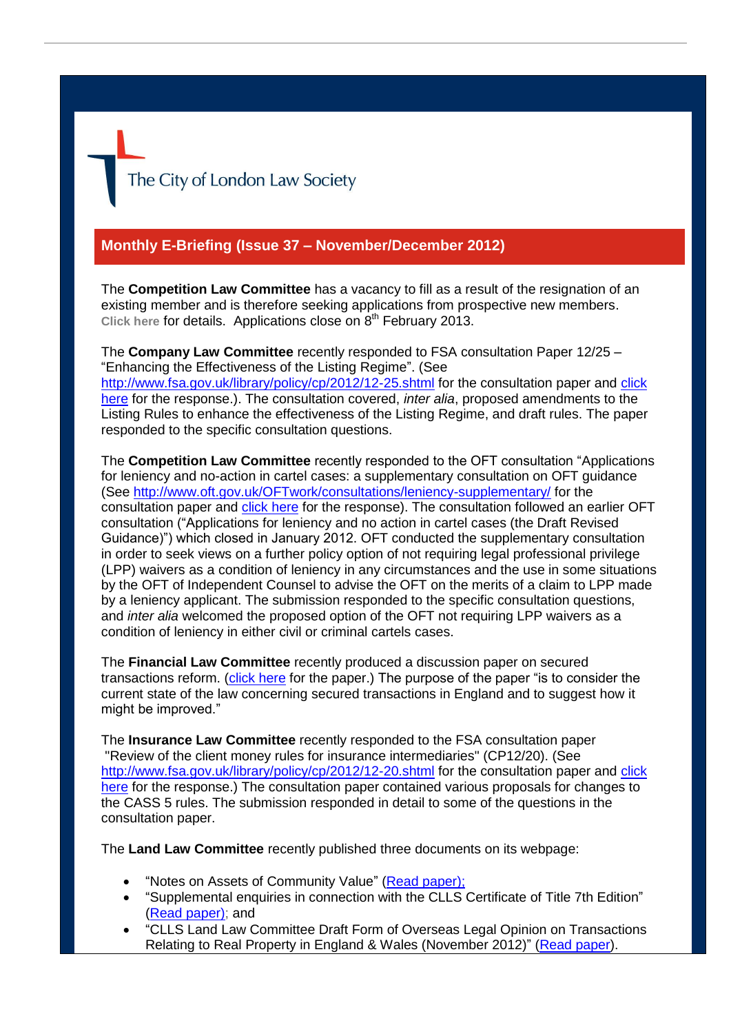The City of London Law Society

## Monthly E-Briefing (Issue 37 – November/December 2012)

The **Competition Law Committee** has a vacancy to fill as a result of the resignation of an existing member and is therefore seeking applications from prospective new members. Click here for details. Applications close on 8th February 2013.

The **Company Law Committee** recently responded to FSA consultation Paper 12/25 – "Enhancing the Effectiveness of the Listing Regime". (See http://www.fsa.gov.uk/library/policy/cp/2012/12-25.shtml for the consultation paper and click here for the response.). The consultation covered, *inter alia*, proposed amendments to the Listing Rules to enhance the effectiveness of the Listing Regime, and draft rules. The paper responded to the specific consultation questions.

The **Competition Law Committee** recently responded to the OFT consultation "Applications for leniency and no-action in cartel cases: a supplementary consultation on OFT guidance (See http://www.oft.gov.uk/OFTwork/consultations/leniency-supplementary/ for the consultation paper and click here for the response). The consultation followed an earlier OFT consultation ("Applications for leniency and no action in cartel cases (the Draft Revised Guidance)") which closed in January 2012. OFT conducted the supplementary consultation in order to seek views on a further policy option of not requiring legal professional privilege (LPP) waivers as a condition of leniency in any circumstances and the use in some situations by the OFT of Independent Counsel to advise the OFT on the merits of a claim to LPP made by a leniency applicant. The submission responded to the specific consultation questions, and *inter alia* welcomed the proposed option of the OFT not requiring LPP waivers as a condition of leniency in either civil or criminal cartels cases.

The **Financial Law Committee** recently produced a discussion paper on secured transactions reform. (click here for the paper.) The purpose of the paper "is to consider the current state of the law concerning secured transactions in England and to suggest how it might be improved."

The **Insurance Law Committee** recently responded to the FSA consultation paper "Review of the client money rules for insurance intermediaries" (CP12/20). (See http://www.fsa.gov.uk/library/policy/cp/2012/12-20.shtml for the consultation paper and click here for the response.) The consultation paper contained various proposals for changes to the CASS 5 rules. The submission responded in detail to some of the questions in the consultation paper.

The **Land Law Committee** recently published three documents on its webpage:

- "Notes on Assets of Community Value" (Read paper);
- "Supplemental enquiries in connection with the CLLS Certificate of Title 7th Edition" (Read paper); and
- "CLLS Land Law Committee Draft Form of Overseas Legal Opinion on Transactions Relating to Real Property in England & Wales (November 2012)" (Read paper).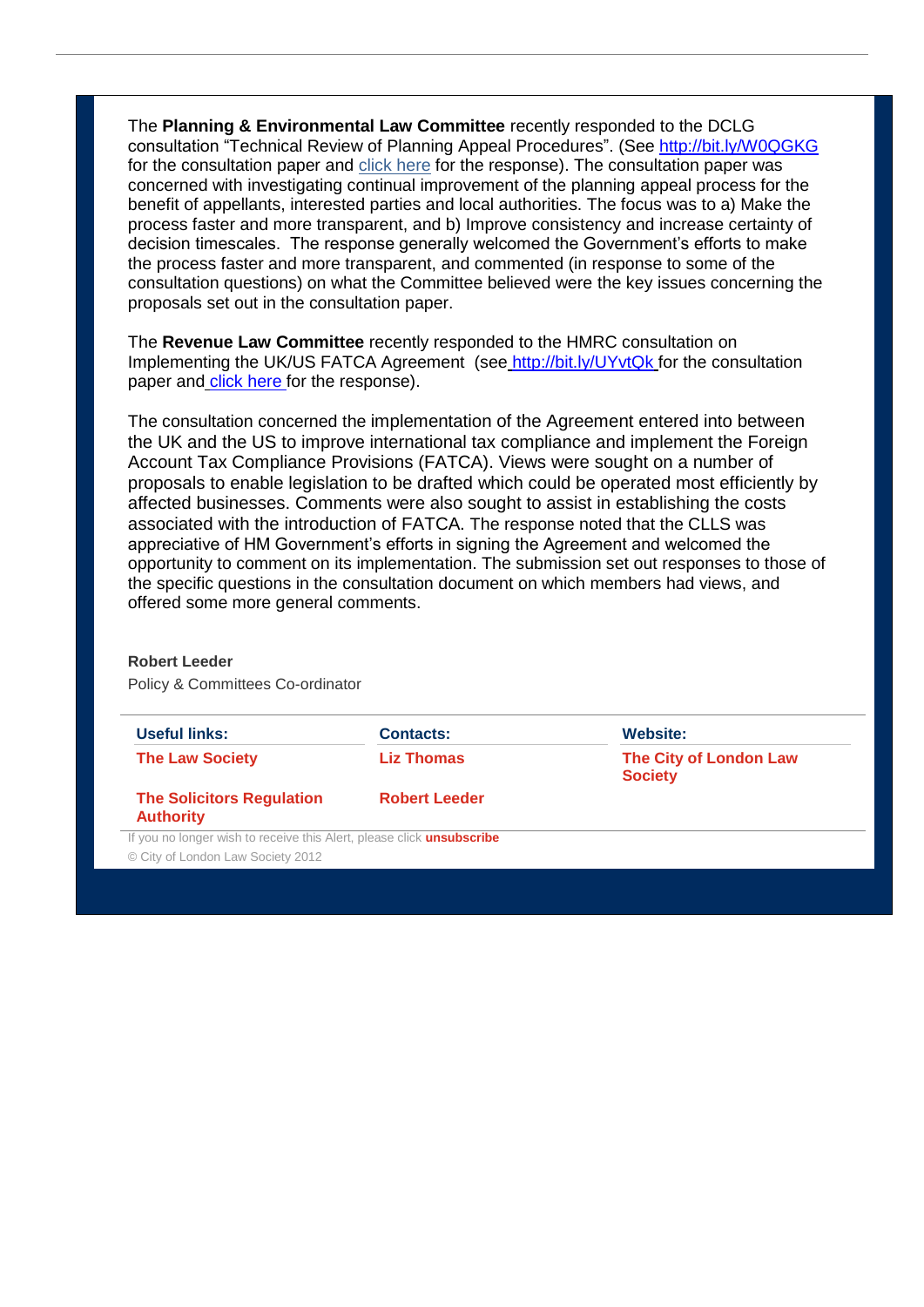The **Planning & Environmental Law Committee** recently responded to the DCLG consultation "Technical Review of Planning Appeal Procedures". (See http://bit.ly/W0QGKG for the consultation paper and click here for the response). The consultation paper was concerned with investigating continual improvement of the planning appeal process for the benefit of appellants, interested parties and local authorities. The focus was to a) Make the process faster and more transparent, and b) Improve consistency and increase certainty of decision timescales. The response generally welcomed the Government's efforts to make the process faster and more transparent, and commented (in response to some of the consultation questions) on what the Committee believed were the key issues concerning the proposals set out in the consultation paper.

The **Revenue Law Committee** recently responded to the HMRC consultation on Implementing the UK/US FATCA Agreement (see http://bit.ly/UYvtQk for the consultation paper and click here for the response).

The consultation concerned the implementation of the Agreement entered into between the UK and the US to improve international tax compliance and implement the Foreign Account Tax Compliance Provisions (FATCA). Views were sought on a number of proposals to enable legislation to be drafted which could be operated most efficiently by affected businesses. Comments were also sought to assist in establishing the costs associated with the introduction of FATCA. The response noted that the CLLS was appreciative of HM Government's efforts in signing the Agreement and welcomed the opportunity to comment on its implementation. The submission set out responses to those of the specific questions in the consultation document on which members had views, and offered some more general comments.

**Robert Leeder**
Policy & Committees Co-ordinator

| Useful links: | Contacts: | Website: |
|---|---|---|
| **The Law Society** | **Liz Thomas** | **The City of London Law Society** |
| **The Solicitors Regulation Authority** | **Robert Leeder** | |

If you no longer wish to receive this Alert, please click **unsubscribe**

© City of London Law Society 2012